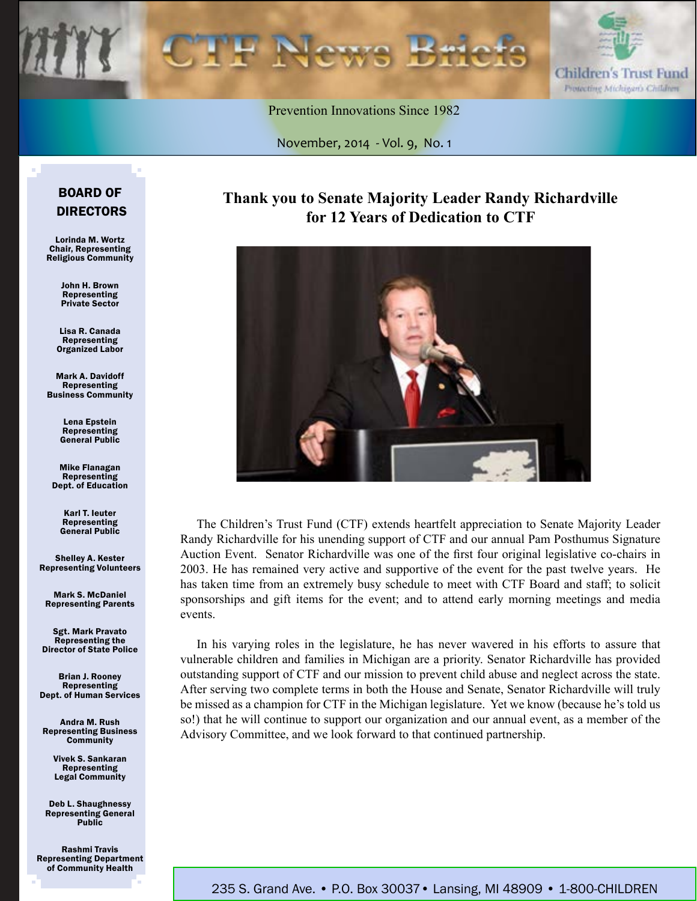# CTF News Briefs

Children's Trust Fund
Protecting Michigan's Children

Prevention Innovations Since 1982

November, 2014 - Vol. 9, No. 1

## BOARD OF DIRECTORS

**Lorinda M. Wortz**
Chair, Representing Religious Community

**John H. Brown**
Representing Private Sector

**Lisa R. Canada**
Representing Organized Labor

**Mark A. Davidoff**
Representing Business Community

**Lena Epstein**
Representing General Public

**Mike Flanagan**
Representing Dept. of Education

**Karl T. Ieuter**
Representing General Public

**Shelley A. Kester**
Representing Volunteers

**Mark S. McDaniel**
Representing Parents

**Sgt. Mark Pravato**
Representing the Director of State Police

**Brian J. Rooney**
Representing Dept. of Human Services

**Andra M. Rush**
Representing Business Community

**Vivek S. Sankaran**
Representing Legal Community

**Deb L. Shaughnessy**
Representing General Public

**Rashmi Travis**
Representing Department of Community Health

## Thank you to Senate Majority Leader Randy Richardville for 12 Years of Dedication to CTF

The Children's Trust Fund (CTF) extends heartfelt appreciation to Senate Majority Leader Randy Richardville for his unending support of CTF and our annual Pam Posthumus Signature Auction Event. Senator Richardville was one of the first four original legislative co-chairs in 2003. He has remained very active and supportive of the event for the past twelve years. He has taken time from an extremely busy schedule to meet with CTF Board and staff; to solicit sponsorships and gift items for the event; and to attend early morning meetings and media events.

In his varying roles in the legislature, he has never wavered in his efforts to assure that vulnerable children and families in Michigan are a priority. Senator Richardville has provided outstanding support of CTF and our mission to prevent child abuse and neglect across the state. After serving two complete terms in both the House and Senate, Senator Richardville will truly be missed as a champion for CTF in the Michigan legislature. Yet we know (because he's told us so!) that he will continue to support our organization and our annual event, as a member of the Advisory Committee, and we look forward to that continued partnership.

235 S. Grand Ave. • P.O. Box 30037 • Lansing, MI 48909 • 1-800-CHILDREN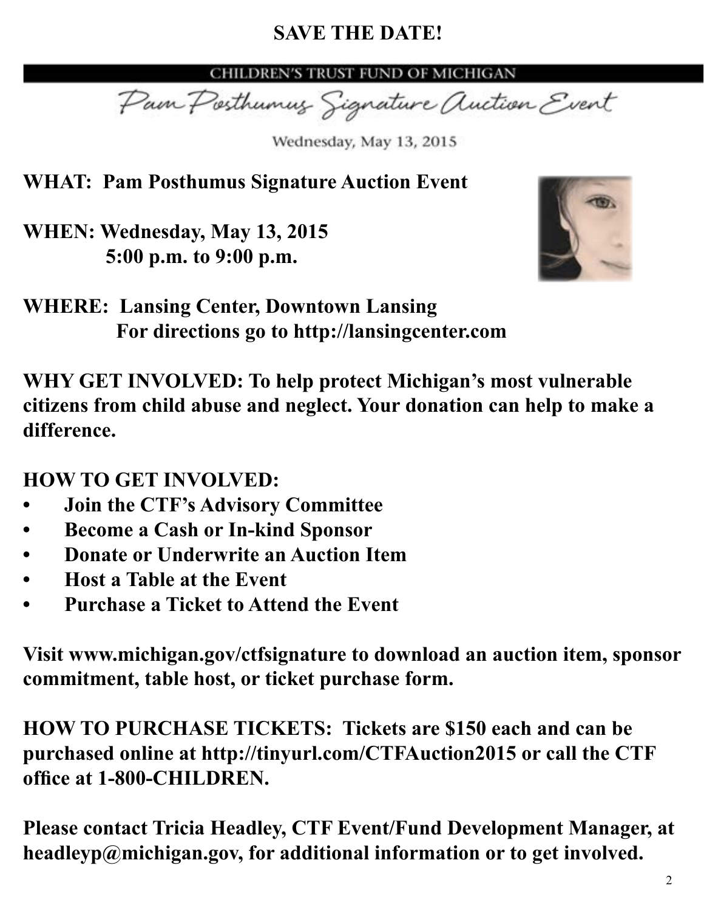# SAVE THE DATE!

CHILDREN'S TRUST FUND OF MICHIGAN

Pam Posthumus Signature Auction Event

Wednesday, May 13, 2015

**WHAT: Pam Posthumus Signature Auction Event**

**WHEN: Wednesday, May 13, 2015**
**5:00 p.m. to 9:00 p.m.**

**WHERE: Lansing Center, Downtown Lansing**
**For directions go to http://lansingcenter.com**

**WHY GET INVOLVED: To help protect Michigan's most vulnerable citizens from child abuse and neglect. Your donation can help to make a difference.**

**HOW TO GET INVOLVED:**

- **Join the CTF's Advisory Committee**
- **Become a Cash or In-kind Sponsor**
- **Donate or Underwrite an Auction Item**
- **Host a Table at the Event**
- **Purchase a Ticket to Attend the Event**

**Visit www.michigan.gov/ctfsignature to download an auction item, sponsor commitment, table host, or ticket purchase form.**

**HOW TO PURCHASE TICKETS: Tickets are $150 each and can be purchased online at http://tinyurl.com/CTFAuction2015 or call the CTF office at 1-800-CHILDREN.**

**Please contact Tricia Headley, CTF Event/Fund Development Manager, at headleyp@michigan.gov, for additional information or to get involved.**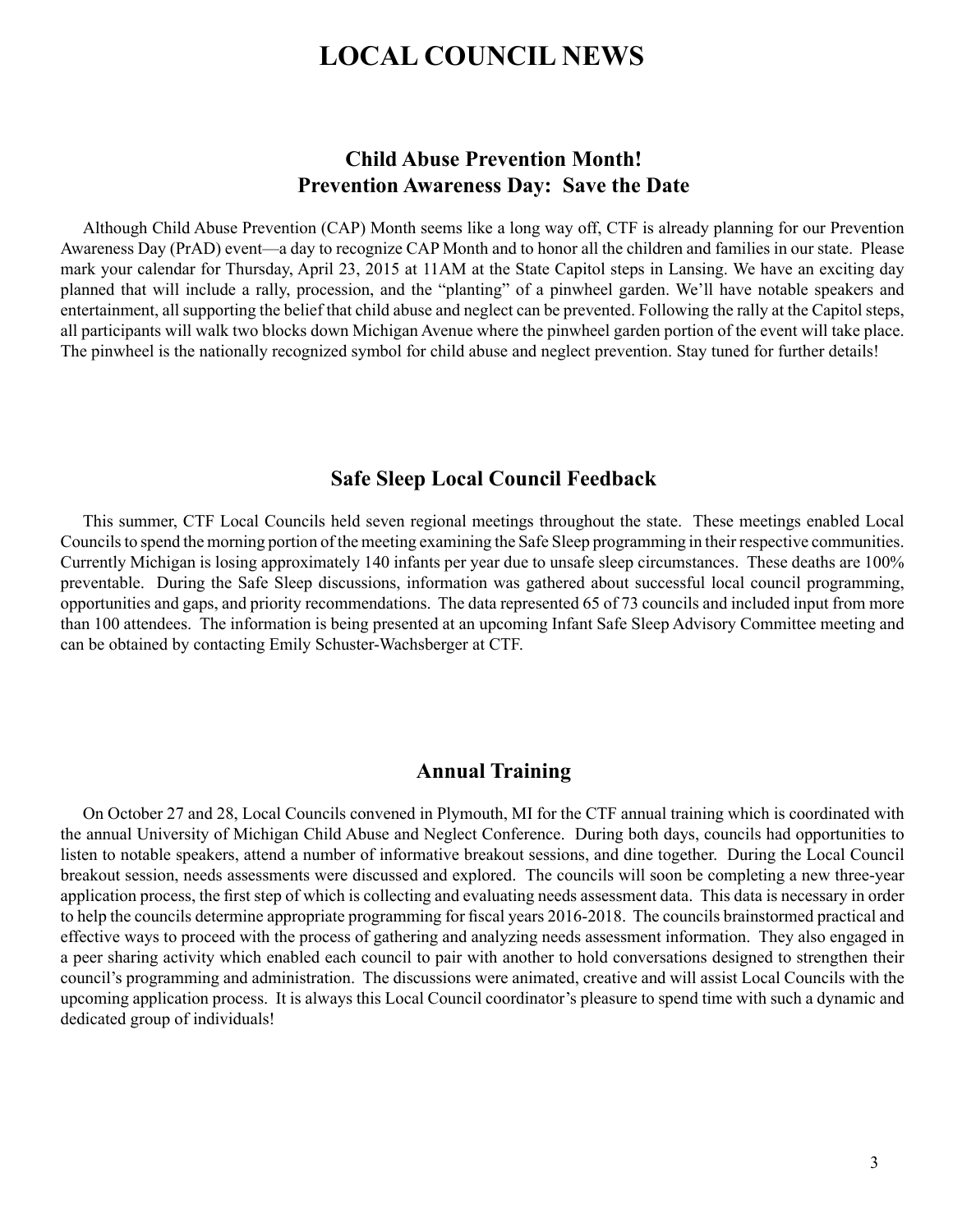# LOCAL COUNCIL NEWS

## Child Abuse Prevention Month!
## Prevention Awareness Day: Save the Date

Although Child Abuse Prevention (CAP) Month seems like a long way off, CTF is already planning for our Prevention Awareness Day (PrAD) event—a day to recognize CAP Month and to honor all the children and families in our state. Please mark your calendar for Thursday, April 23, 2015 at 11AM at the State Capitol steps in Lansing. We have an exciting day planned that will include a rally, procession, and the "planting" of a pinwheel garden. We'll have notable speakers and entertainment, all supporting the belief that child abuse and neglect can be prevented. Following the rally at the Capitol steps, all participants will walk two blocks down Michigan Avenue where the pinwheel garden portion of the event will take place. The pinwheel is the nationally recognized symbol for child abuse and neglect prevention. Stay tuned for further details!

## Safe Sleep Local Council Feedback

This summer, CTF Local Councils held seven regional meetings throughout the state. These meetings enabled Local Councils to spend the morning portion of the meeting examining the Safe Sleep programming in their respective communities. Currently Michigan is losing approximately 140 infants per year due to unsafe sleep circumstances. These deaths are 100% preventable. During the Safe Sleep discussions, information was gathered about successful local council programming, opportunities and gaps, and priority recommendations. The data represented 65 of 73 councils and included input from more than 100 attendees. The information is being presented at an upcoming Infant Safe Sleep Advisory Committee meeting and can be obtained by contacting Emily Schuster-Wachsberger at CTF.

## Annual Training

On October 27 and 28, Local Councils convened in Plymouth, MI for the CTF annual training which is coordinated with the annual University of Michigan Child Abuse and Neglect Conference. During both days, councils had opportunities to listen to notable speakers, attend a number of informative breakout sessions, and dine together. During the Local Council breakout session, needs assessments were discussed and explored. The councils will soon be completing a new three-year application process, the first step of which is collecting and evaluating needs assessment data. This data is necessary in order to help the councils determine appropriate programming for fiscal years 2016-2018. The councils brainstormed practical and effective ways to proceed with the process of gathering and analyzing needs assessment information. They also engaged in a peer sharing activity which enabled each council to pair with another to hold conversations designed to strengthen their council's programming and administration. The discussions were animated, creative and will assist Local Councils with the upcoming application process. It is always this Local Council coordinator's pleasure to spend time with such a dynamic and dedicated group of individuals!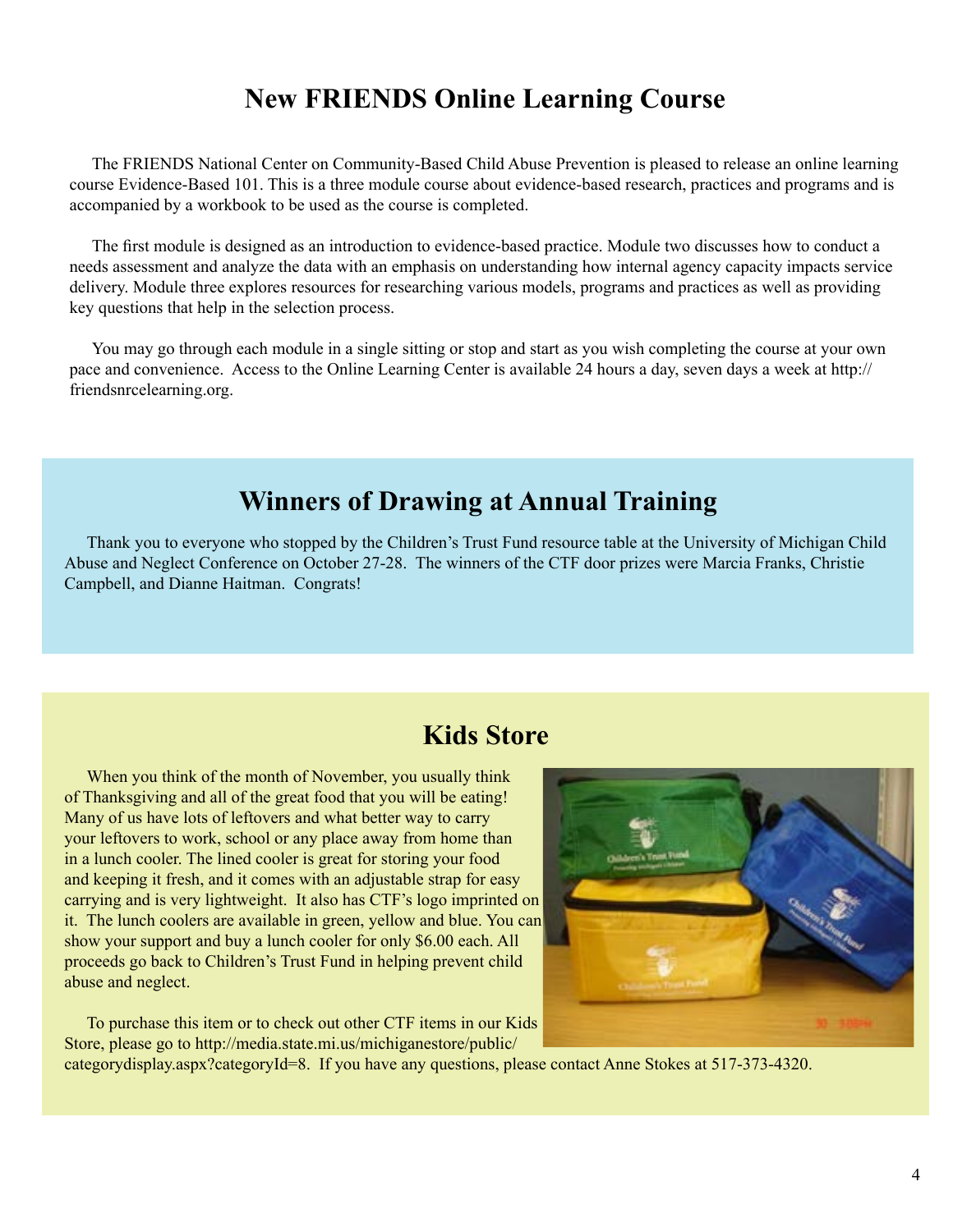# New FRIENDS Online Learning Course

The FRIENDS National Center on Community-Based Child Abuse Prevention is pleased to release an online learning course Evidence-Based 101. This is a three module course about evidence-based research, practices and programs and is accompanied by a workbook to be used as the course is completed.

The first module is designed as an introduction to evidence-based practice. Module two discusses how to conduct a needs assessment and analyze the data with an emphasis on understanding how internal agency capacity impacts service delivery. Module three explores resources for researching various models, programs and practices as well as providing key questions that help in the selection process.

You may go through each module in a single sitting or stop and start as you wish completing the course at your own pace and convenience. Access to the Online Learning Center is available 24 hours a day, seven days a week at http://friendsnrcelearning.org.

# Winners of Drawing at Annual Training

Thank you to everyone who stopped by the Children's Trust Fund resource table at the University of Michigan Child Abuse and Neglect Conference on October 27-28. The winners of the CTF door prizes were Marcia Franks, Christie Campbell, and Dianne Haitman. Congrats!

# Kids Store

When you think of the month of November, you usually think of Thanksgiving and all of the great food that you will be eating! Many of us have lots of leftovers and what better way to carry your leftovers to work, school or any place away from home than in a lunch cooler. The lined cooler is great for storing your food and keeping it fresh, and it comes with an adjustable strap for easy carrying and is very lightweight. It also has CTF's logo imprinted on it. The lunch coolers are available in green, yellow and blue. You can show your support and buy a lunch cooler for only $6.00 each. All proceeds go back to Children's Trust Fund in helping prevent child abuse and neglect.

To purchase this item or to check out other CTF items in our Kids Store, please go to http://media.state.mi.us/michiganestore/public/categorydisplay.aspx?categoryId=8. If you have any questions, please contact Anne Stokes at 517-373-4320.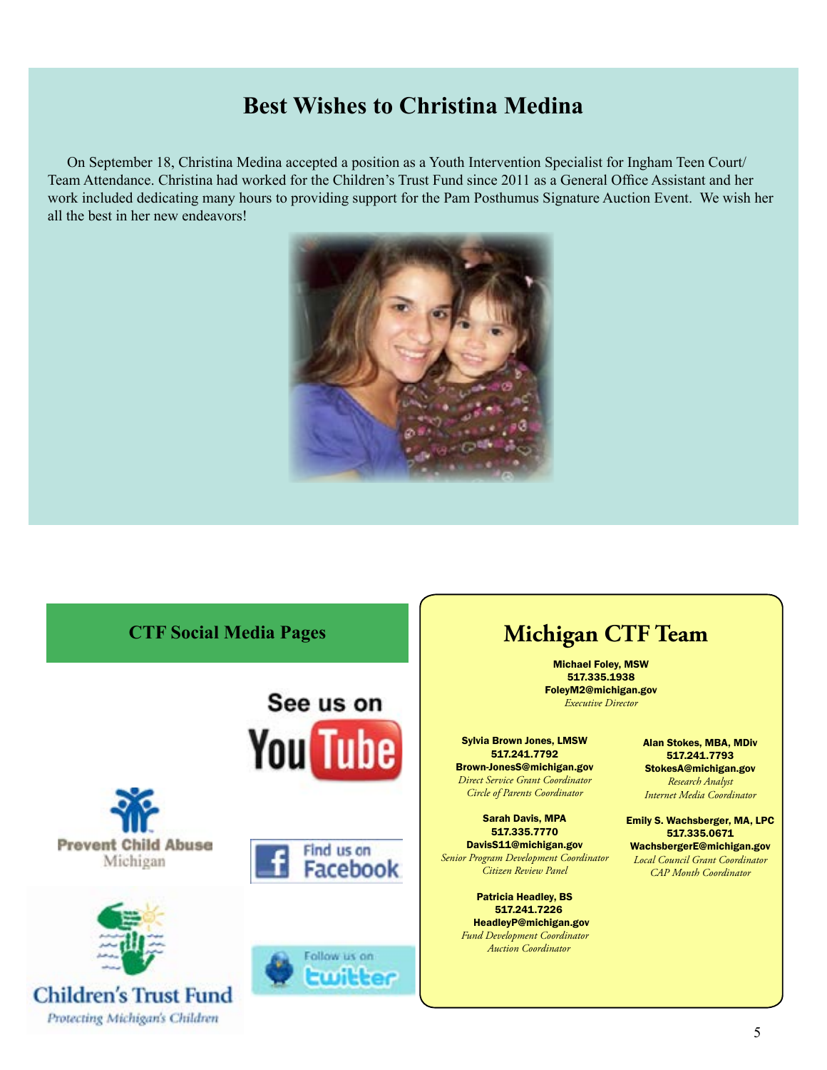## Best Wishes to Christina Medina

On September 18, Christina Medina accepted a position as a Youth Intervention Specialist for Ingham Teen Court/ Team Attendance. Christina had worked for the Children's Trust Fund since 2011 as a General Office Assistant and her work included dedicating many hours to providing support for the Pam Posthumus Signature Auction Event. We wish her all the best in her new endeavors!

### CTF Social Media Pages

See us on YouTube

Find us on Facebook

Follow us on twitter

Prevent Child Abuse Michigan

Children's Trust Fund
*Protecting Michigan's Children*

## Michigan CTF Team

**Michael Foley, MSW**
**517.335.1938**
**FoleyM2@michigan.gov**
*Executive Director*

**Sylvia Brown Jones, LMSW**
**517.241.7792**
**Brown-JonesS@michigan.gov**
*Direct Service Grant Coordinator*
*Circle of Parents Coordinator*

**Sarah Davis, MPA**
**517.335.7770**
**DavisS11@michigan.gov**
*Senior Program Development Coordinator*
*Citizen Review Panel*

**Patricia Headley, BS**
**517.241.7226**
**HeadleyP@michigan.gov**
*Fund Development Coordinator*
*Auction Coordinator*

**Alan Stokes, MBA, MDiv**
**517.241.7793**
**StokesA@michigan.gov**
*Research Analyst*
*Internet Media Coordinator*

**Emily S. Wachsberger, MA, LPC**
**517.335.0671**
**WachsbergerE@michigan.gov**
*Local Council Grant Coordinator*
*CAP Month Coordinator*